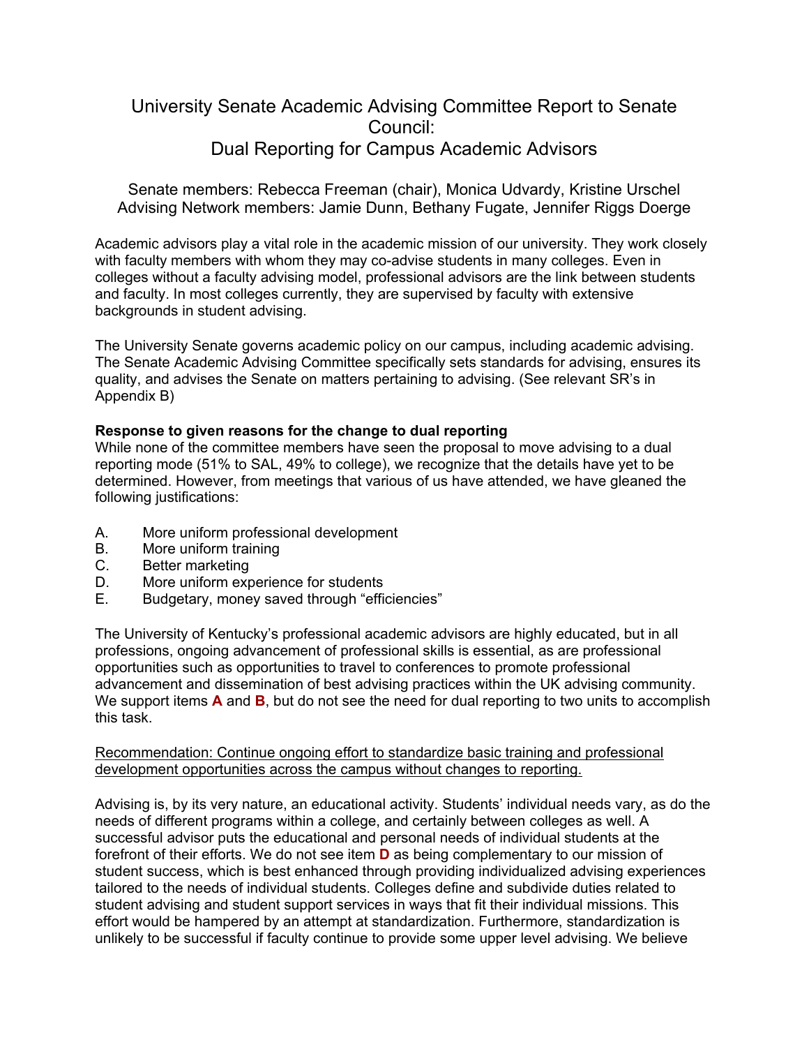# University Senate Academic Advising Committee Report to Senate Council:
# Dual Reporting for Campus Academic Advisors

Senate members: Rebecca Freeman (chair), Monica Udvardy, Kristine Urschel
Advising Network members: Jamie Dunn, Bethany Fugate, Jennifer Riggs Doerge

Academic advisors play a vital role in the academic mission of our university. They work closely with faculty members with whom they may co-advise students in many colleges. Even in colleges without a faculty advising model, professional advisors are the link between students and faculty. In most colleges currently, they are supervised by faculty with extensive backgrounds in student advising.

The University Senate governs academic policy on our campus, including academic advising. The Senate Academic Advising Committee specifically sets standards for advising, ensures its quality, and advises the Senate on matters pertaining to advising. (See relevant SR's in Appendix B)

**Response to given reasons for the change to dual reporting**
While none of the committee members have seen the proposal to move advising to a dual reporting mode (51% to SAL, 49% to college), we recognize that the details have yet to be determined. However, from meetings that various of us have attended, we have gleaned the following justifications:

A. More uniform professional development
B. More uniform training
C. Better marketing
D. More uniform experience for students
E. Budgetary, money saved through "efficiencies"

The University of Kentucky's professional academic advisors are highly educated, but in all professions, ongoing advancement of professional skills is essential, as are professional opportunities such as opportunities to travel to conferences to promote professional advancement and dissemination of best advising practices within the UK advising community. We support items **A** and **B**, but do not see the need for dual reporting to two units to accomplish this task.

<u>Recommendation: Continue ongoing effort to standardize basic training and professional development opportunities across the campus without changes to reporting.</u>

Advising is, by its very nature, an educational activity. Students' individual needs vary, as do the needs of different programs within a college, and certainly between colleges as well. A successful advisor puts the educational and personal needs of individual students at the forefront of their efforts. We do not see item **D** as being complementary to our mission of student success, which is best enhanced through providing individualized advising experiences tailored to the needs of individual students. Colleges define and subdivide duties related to student advising and student support services in ways that fit their individual missions. This effort would be hampered by an attempt at standardization. Furthermore, standardization is unlikely to be successful if faculty continue to provide some upper level advising. We believe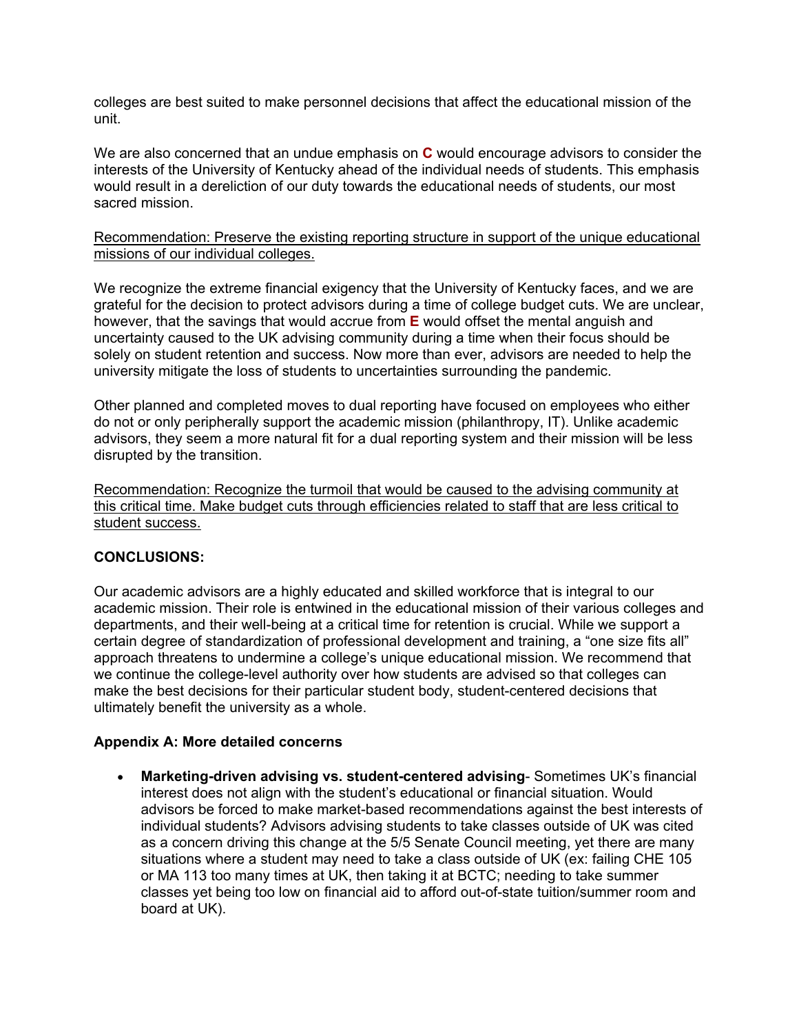colleges are best suited to make personnel decisions that affect the educational mission of the unit.

We are also concerned that an undue emphasis on **C** would encourage advisors to consider the interests of the University of Kentucky ahead of the individual needs of students. This emphasis would result in a dereliction of our duty towards the educational needs of students, our most sacred mission.

<u>Recommendation: Preserve the existing reporting structure in support of the unique educational missions of our individual colleges.</u>

We recognize the extreme financial exigency that the University of Kentucky faces, and we are grateful for the decision to protect advisors during a time of college budget cuts. We are unclear, however, that the savings that would accrue from **E** would offset the mental anguish and uncertainty caused to the UK advising community during a time when their focus should be solely on student retention and success. Now more than ever, advisors are needed to help the university mitigate the loss of students to uncertainties surrounding the pandemic.

Other planned and completed moves to dual reporting have focused on employees who either do not or only peripherally support the academic mission (philanthropy, IT). Unlike academic advisors, they seem a more natural fit for a dual reporting system and their mission will be less disrupted by the transition.

<u>Recommendation: Recognize the turmoil that would be caused to the advising community at this critical time. Make budget cuts through efficiencies related to staff that are less critical to student success.</u>

**CONCLUSIONS:**

Our academic advisors are a highly educated and skilled workforce that is integral to our academic mission. Their role is entwined in the educational mission of their various colleges and departments, and their well-being at a critical time for retention is crucial. While we support a certain degree of standardization of professional development and training, a "one size fits all" approach threatens to undermine a college's unique educational mission. We recommend that we continue the college-level authority over how students are advised so that colleges can make the best decisions for their particular student body, student-centered decisions that ultimately benefit the university as a whole.

**Appendix A: More detailed concerns**

- **Marketing-driven advising vs. student-centered advising**- Sometimes UK's financial interest does not align with the student's educational or financial situation. Would advisors be forced to make market-based recommendations against the best interests of individual students? Advisors advising students to take classes outside of UK was cited as a concern driving this change at the 5/5 Senate Council meeting, yet there are many situations where a student may need to take a class outside of UK (ex: failing CHE 105 or MA 113 too many times at UK, then taking it at BCTC; needing to take summer classes yet being too low on financial aid to afford out-of-state tuition/summer room and board at UK).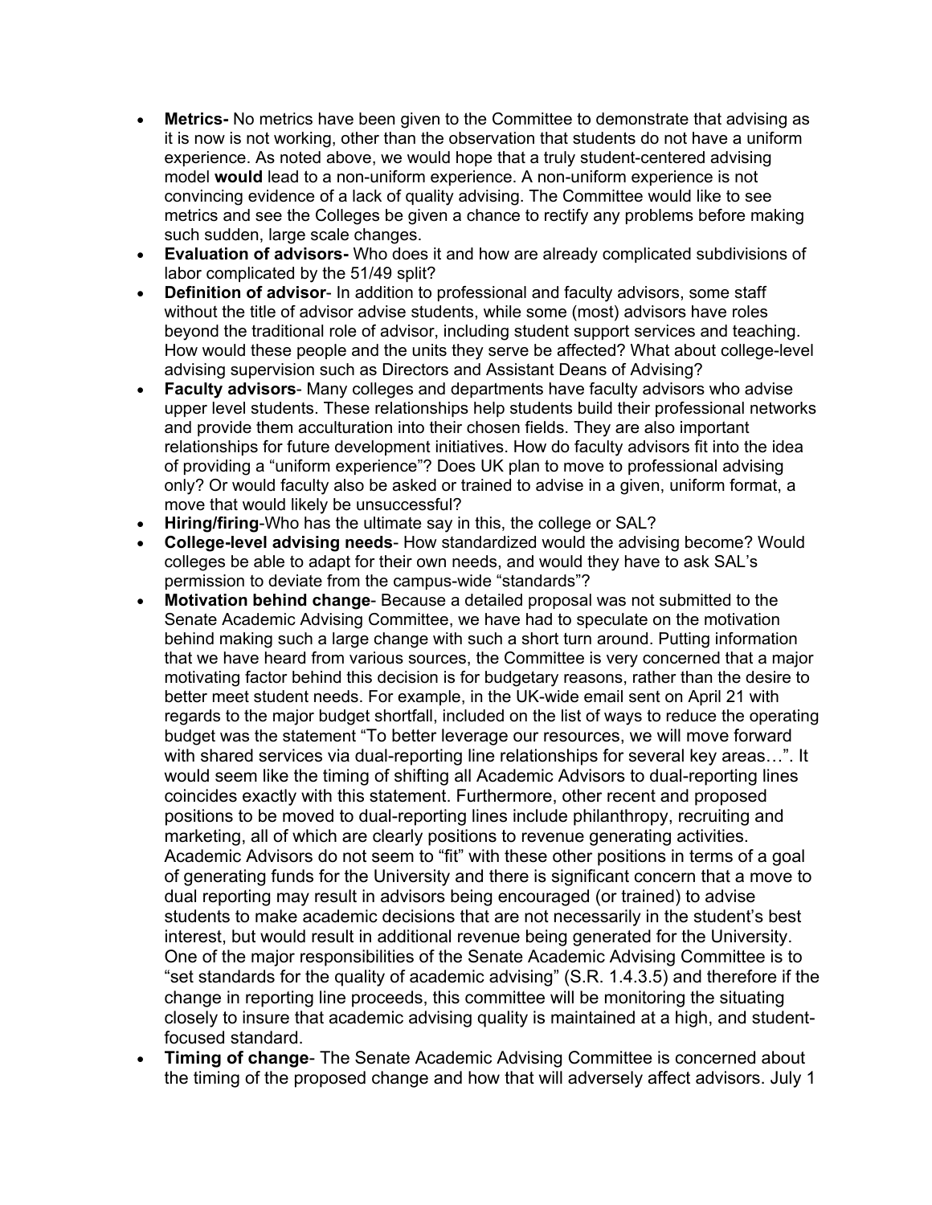- **Metrics-** No metrics have been given to the Committee to demonstrate that advising as it is now is not working, other than the observation that students do not have a uniform experience. As noted above, we would hope that a truly student-centered advising model **would** lead to a non-uniform experience. A non-uniform experience is not convincing evidence of a lack of quality advising. The Committee would like to see metrics and see the Colleges be given a chance to rectify any problems before making such sudden, large scale changes.
- **Evaluation of advisors-** Who does it and how are already complicated subdivisions of labor complicated by the 51/49 split?
- **Definition of advisor**- In addition to professional and faculty advisors, some staff without the title of advisor advise students, while some (most) advisors have roles beyond the traditional role of advisor, including student support services and teaching. How would these people and the units they serve be affected? What about college-level advising supervision such as Directors and Assistant Deans of Advising?
- **Faculty advisors**- Many colleges and departments have faculty advisors who advise upper level students. These relationships help students build their professional networks and provide them acculturation into their chosen fields. They are also important relationships for future development initiatives. How do faculty advisors fit into the idea of providing a "uniform experience"? Does UK plan to move to professional advising only? Or would faculty also be asked or trained to advise in a given, uniform format, a move that would likely be unsuccessful?
- **Hiring/firing**-Who has the ultimate say in this, the college or SAL?
- **College-level advising needs**- How standardized would the advising become? Would colleges be able to adapt for their own needs, and would they have to ask SAL's permission to deviate from the campus-wide "standards"?
- **Motivation behind change**- Because a detailed proposal was not submitted to the Senate Academic Advising Committee, we have had to speculate on the motivation behind making such a large change with such a short turn around. Putting information that we have heard from various sources, the Committee is very concerned that a major motivating factor behind this decision is for budgetary reasons, rather than the desire to better meet student needs. For example, in the UK-wide email sent on April 21 with regards to the major budget shortfall, included on the list of ways to reduce the operating budget was the statement "To better leverage our resources, we will move forward with shared services via dual-reporting line relationships for several key areas…". It would seem like the timing of shifting all Academic Advisors to dual-reporting lines coincides exactly with this statement. Furthermore, other recent and proposed positions to be moved to dual-reporting lines include philanthropy, recruiting and marketing, all of which are clearly positions to revenue generating activities. Academic Advisors do not seem to "fit" with these other positions in terms of a goal of generating funds for the University and there is significant concern that a move to dual reporting may result in advisors being encouraged (or trained) to advise students to make academic decisions that are not necessarily in the student's best interest, but would result in additional revenue being generated for the University. One of the major responsibilities of the Senate Academic Advising Committee is to "set standards for the quality of academic advising" (S.R. 1.4.3.5) and therefore if the change in reporting line proceeds, this committee will be monitoring the situating closely to insure that academic advising quality is maintained at a high, and student-focused standard.
- **Timing of change**- The Senate Academic Advising Committee is concerned about the timing of the proposed change and how that will adversely affect advisors. July 1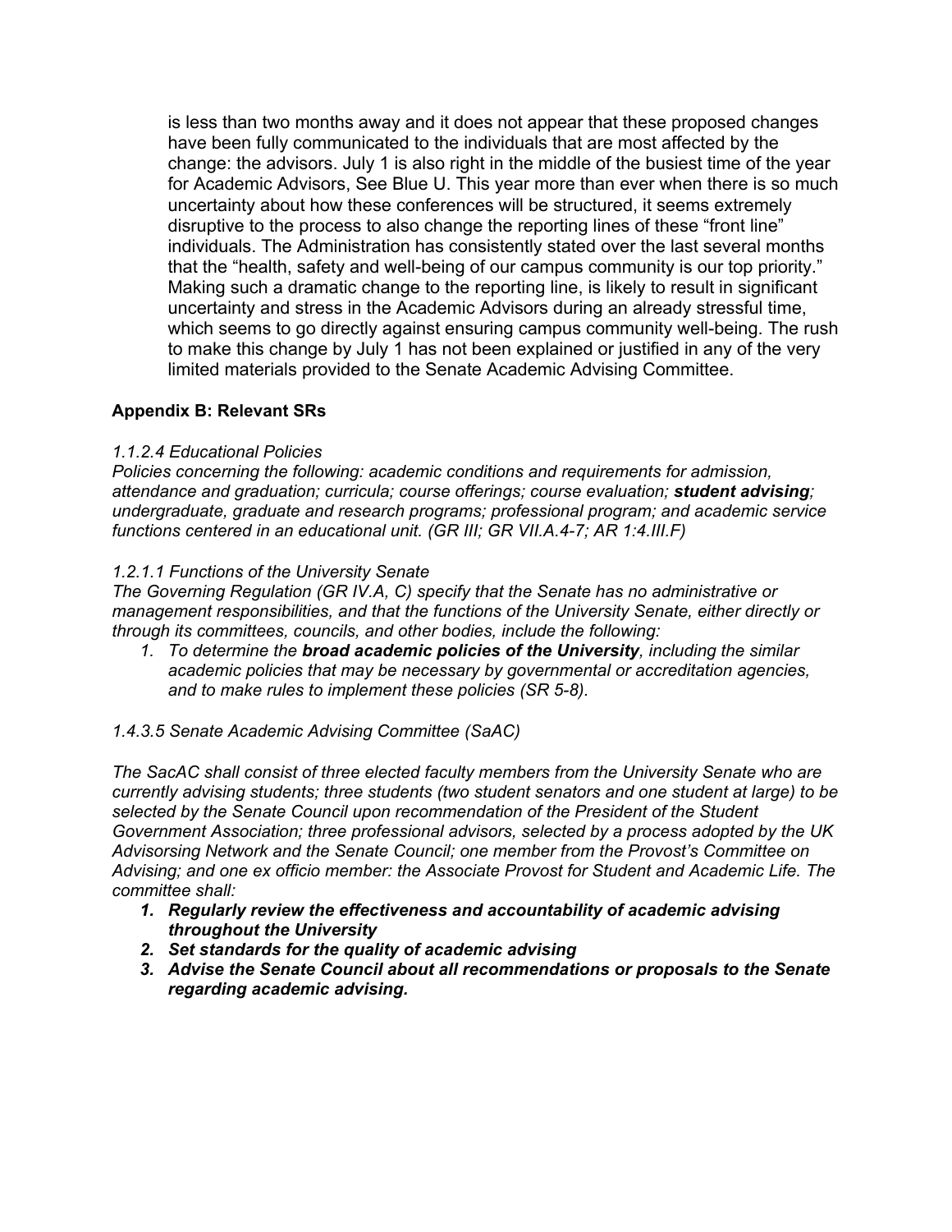is less than two months away and it does not appear that these proposed changes have been fully communicated to the individuals that are most affected by the change: the advisors. July 1 is also right in the middle of the busiest time of the year for Academic Advisors, See Blue U. This year more than ever when there is so much uncertainty about how these conferences will be structured, it seems extremely disruptive to the process to also change the reporting lines of these "front line" individuals. The Administration has consistently stated over the last several months that the "health, safety and well-being of our campus community is our top priority." Making such a dramatic change to the reporting line, is likely to result in significant uncertainty and stress in the Academic Advisors during an already stressful time, which seems to go directly against ensuring campus community well-being. The rush to make this change by July 1 has not been explained or justified in any of the very limited materials provided to the Senate Academic Advising Committee.

**Appendix B: Relevant SRs**

*1.1.2.4 Educational Policies*

*Policies concerning the following: academic conditions and requirements for admission, attendance and graduation; curricula; course offerings; course evaluation;* ***student advising****; undergraduate, graduate and research programs; professional program; and academic service functions centered in an educational unit. (GR III; GR VII.A.4-7; AR 1:4.III.F)*

*1.2.1.1 Functions of the University Senate*

*The Governing Regulation (GR IV.A, C) specify that the Senate has no administrative or management responsibilities, and that the functions of the University Senate, either directly or through its committees, councils, and other bodies, include the following:*

1. *To determine the* ***broad academic policies of the University****, including the similar academic policies that may be necessary by governmental or accreditation agencies, and to make rules to implement these policies (SR 5-8).*

*1.4.3.5 Senate Academic Advising Committee (SaAC)*

*The SacAC shall consist of three elected faculty members from the University Senate who are currently advising students; three students (two student senators and one student at large) to be selected by the Senate Council upon recommendation of the President of the Student Government Association; three professional advisors, selected by a process adopted by the UK Advisorsing Network and the Senate Council; one member from the Provost's Committee on Advising; and one ex officio member: the Associate Provost for Student and Academic Life. The committee shall:*

1. ***Regularly review the effectiveness and accountability of academic advising throughout the University***
2. ***Set standards for the quality of academic advising***
3. ***Advise the Senate Council about all recommendations or proposals to the Senate regarding academic advising.***